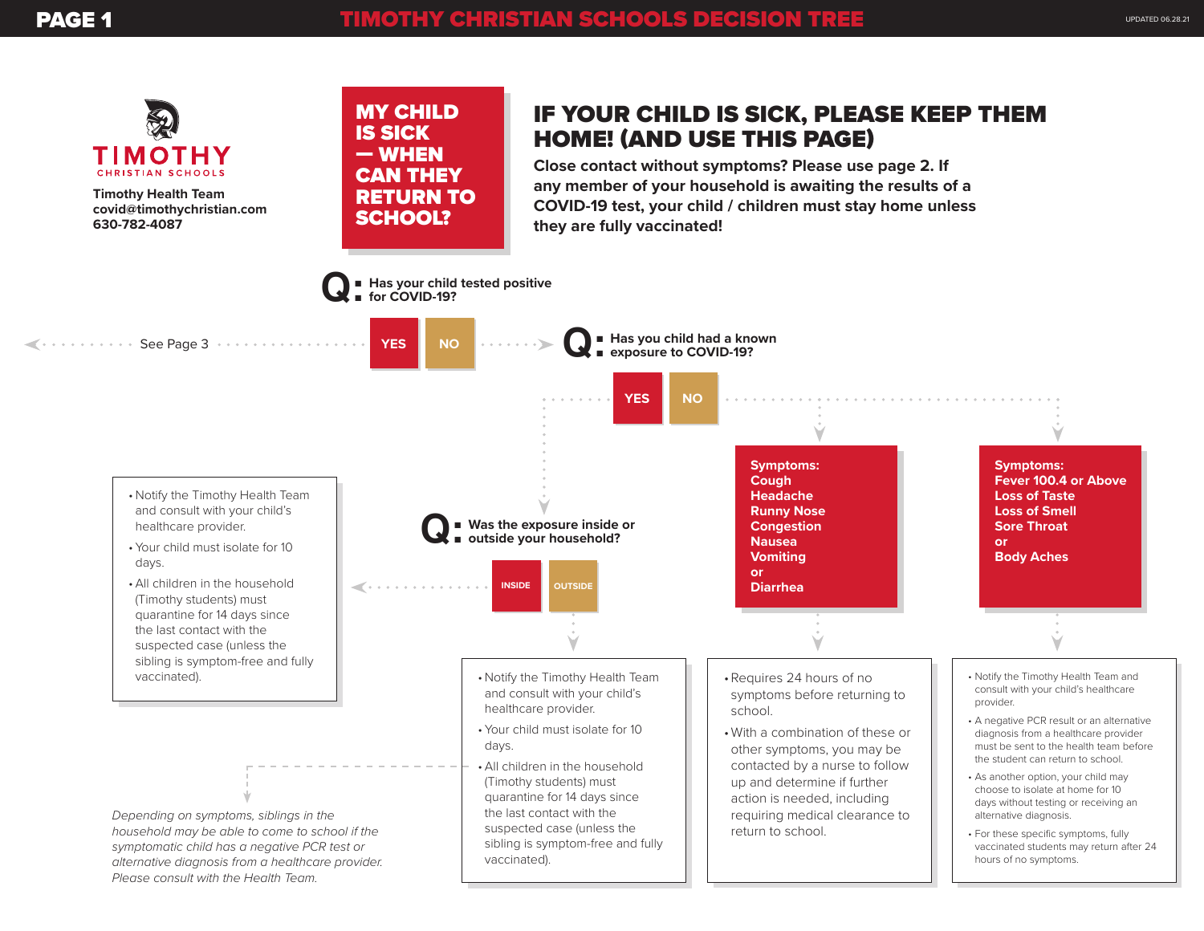# TIMOTHY CHRISTIAN SCHOOLS DECISION TREE

UPDATED 06.28.21

**TIMOTHY CHRISTIAN SCHOOLS**

**Timothy Health Team**
**covid@timothychristian.com**
**630-782-4087**

## MY CHILD IS SICK — WHEN CAN THEY RETURN TO SCHOOL?

## IF YOUR CHILD IS SICK, PLEASE KEEP THEM HOME! (AND USE THIS PAGE)

**Close contact without symptoms? Please use page 2. If any member of your household is awaiting the results of a COVID-19 test, your child / children must stay home unless they are fully vaccinated!**

**Q: Has your child tested positive for COVID-19?**

- **YES** → See Page 3
- **NO** → **Q: Has you child had a known exposure to COVID-19?**

### If YES (known exposure):

**Q: Was the exposure inside or outside your household?**

**INSIDE:**

- Notify the Timothy Health Team and consult with your child's healthcare provider.
- Your child must isolate for 10 days.
- All children in the household (Timothy students) must quarantine for 14 days since the last contact with the suspected case (unless the sibling is symptom-free and fully vaccinated).

**OUTSIDE:**

- Notify the Timothy Health Team and consult with your child's healthcare provider.
- Your child must isolate for 10 days.
- All children in the household (Timothy students) must quarantine for 14 days since the last contact with the suspected case (unless the sibling is symptom-free and fully vaccinated).

*Depending on symptoms, siblings in the household may be able to come to school if the symptomatic child has a negative PCR test or alternative diagnosis from a healthcare provider. Please consult with the Health Team.*

### If NO (no known exposure):

**Symptoms: Cough, Headache, Runny Nose, Congestion, Nausea, Vomiting or Diarrhea**

- Requires 24 hours of no symptoms before returning to school.
- With a combination of these or other symptoms, you may be contacted by a nurse to follow up and determine if further action is needed, including requiring medical clearance to return to school.

**Symptoms: Fever 100.4 or Above, Loss of Taste, Loss of Smell, Sore Throat or Body Aches**

- Notify the Timothy Health Team and consult with your child's healthcare provider.
- A negative PCR result or an alternative diagnosis from a healthcare provider must be sent to the health team before the student can return to school.
- As another option, your child may choose to isolate at home for 10 days without testing or receiving an alternative diagnosis.
- For these specific symptoms, fully vaccinated students may return after 24 hours of no symptoms.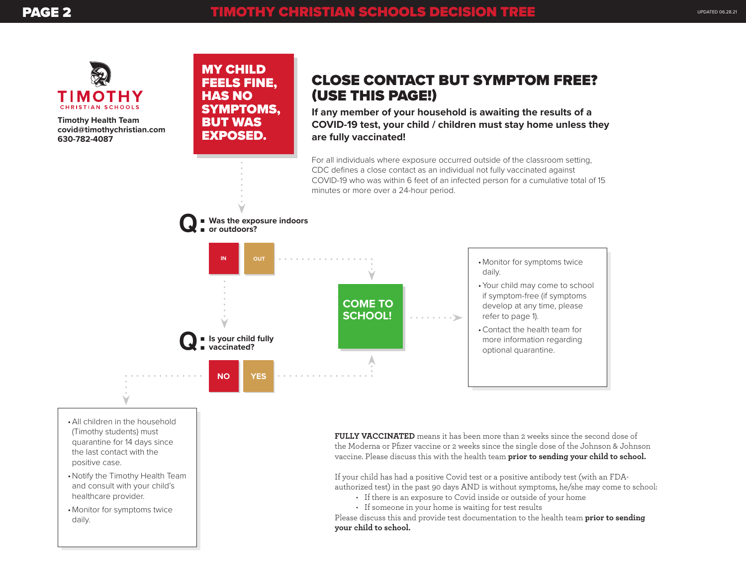# TIMOTHY CHRISTIAN SCHOOLS DECISION TREE

UPDATED 06.28.21

TIMOTHY CHRISTIAN SCHOOLS

**Timothy Health Team**
**covid@timothychristian.com**
**630-782-4087**

## MY CHILD FEELS FINE, HAS NO SYMPTOMS, BUT WAS EXPOSED.

## CLOSE CONTACT BUT SYMPTOM FREE? (USE THIS PAGE!)

**If any member of your household is awaiting the results of a COVID-19 test, your child / children must stay home unless they are fully vaccinated!**

For all individuals where exposure occurred outside of the classroom setting, CDC defines a close contact as an individual not fully vaccinated against COVID-19 who was within 6 feet of an infected person for a cumulative total of 15 minutes or more over a 24-hour period.

**Q: Was the exposure indoors or outdoors?**

- **IN** → go to next question
- **OUT** → COME TO SCHOOL!

**Q: Is your child fully vaccinated?**

- **NO** →
  - All children in the household (Timothy students) must quarantine for 14 days since the last contact with the positive case.
  - Notify the Timothy Health Team and consult with your child's healthcare provider.
  - Monitor for symptoms twice daily.
- **YES** → COME TO SCHOOL!

**COME TO SCHOOL!** →

- Monitor for symptoms twice daily.
- Your child may come to school if symptom-free (if symptoms develop at any time, please refer to page 1).
- Contact the health team for more information regarding optional quarantine.

**FULLY VACCINATED** means it has been more than 2 weeks since the second dose of the Moderna or Pfizer vaccine or 2 weeks since the single dose of the Johnson & Johnson vaccine. Please discuss this with the health team **prior to sending your child to school.**

If your child has had a positive Covid test or a positive antibody test (with an FDA-authorized test) in the past 90 days AND is without symptoms, he/she may come to school:

- If there is an exposure to Covid inside or outside of your home
- If someone in your home is waiting for test results

Please discuss this and provide test documentation to the health team **prior to sending your child to school.**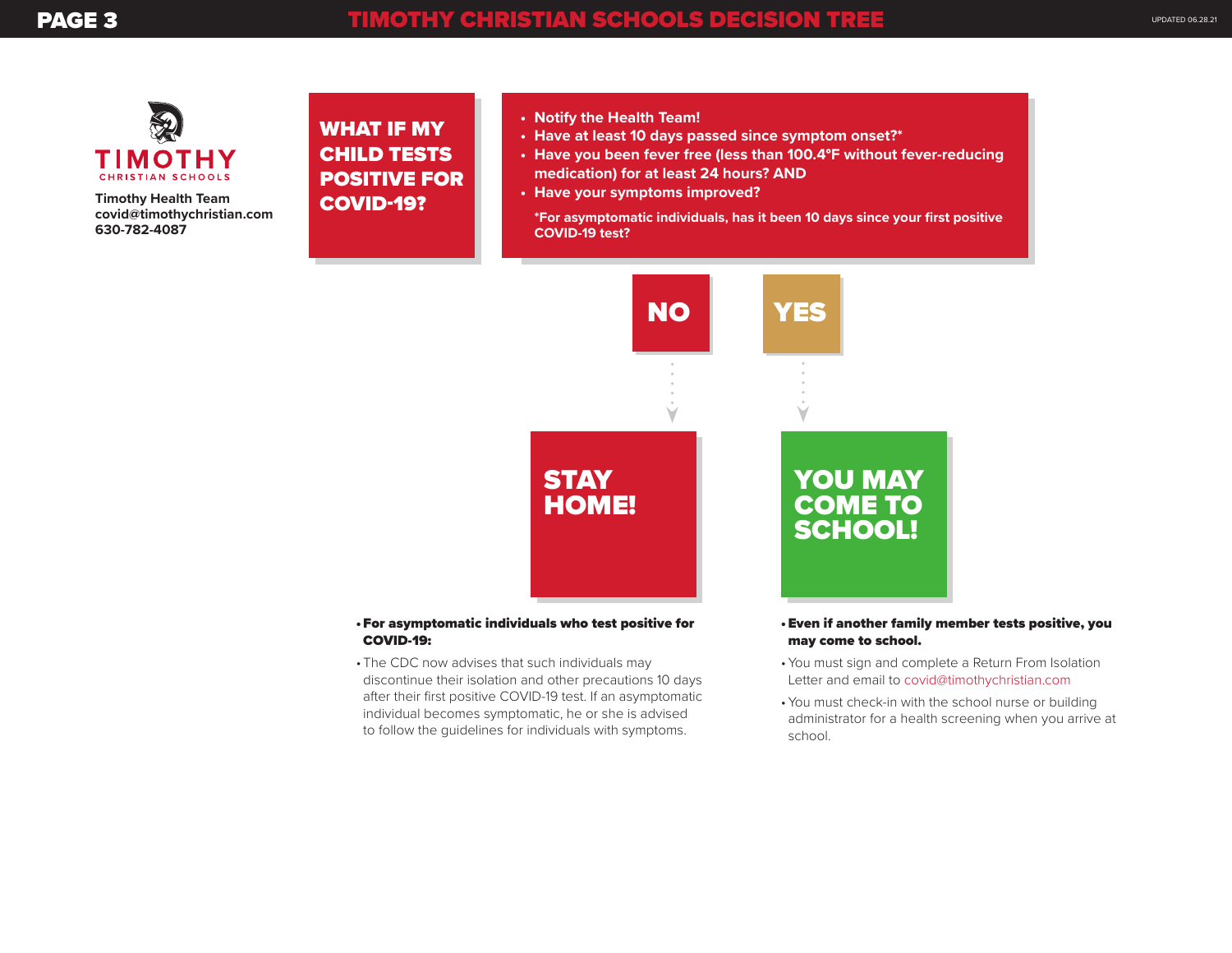# TIMOTHY CHRISTIAN SCHOOLS DECISION TREE

UPDATED 06.28.21

**TIMOTHY**
CHRISTIAN SCHOOLS

**Timothy Health Team**
**covid@timothychristian.com**
**630-782-4087**

## WHAT IF MY CHILD TESTS POSITIVE FOR COVID-19?

- **Notify the Health Team!**
- **Have at least 10 days passed since symptom onset?***
- **Have you been fever free (less than 100.4°F without fever-reducing medication) for at least 24 hours? AND**
- **Have your symptoms improved?**

**\*For asymptomatic individuals, has it been 10 days since your first positive COVID-19 test?**

### NO

#### STAY HOME!

- **For asymptomatic individuals who test positive for COVID-19:**
- The CDC now advises that such individuals may discontinue their isolation and other precautions 10 days after their first positive COVID-19 test. If an asymptomatic individual becomes symptomatic, he or she is advised to follow the guidelines for individuals with symptoms.

### YES

#### YOU MAY COME TO SCHOOL!

- **Even if another family member tests positive, you may come to school.**
- You must sign and complete a Return From Isolation Letter and email to covid@timothychristian.com
- You must check-in with the school nurse or building administrator for a health screening when you arrive at school.